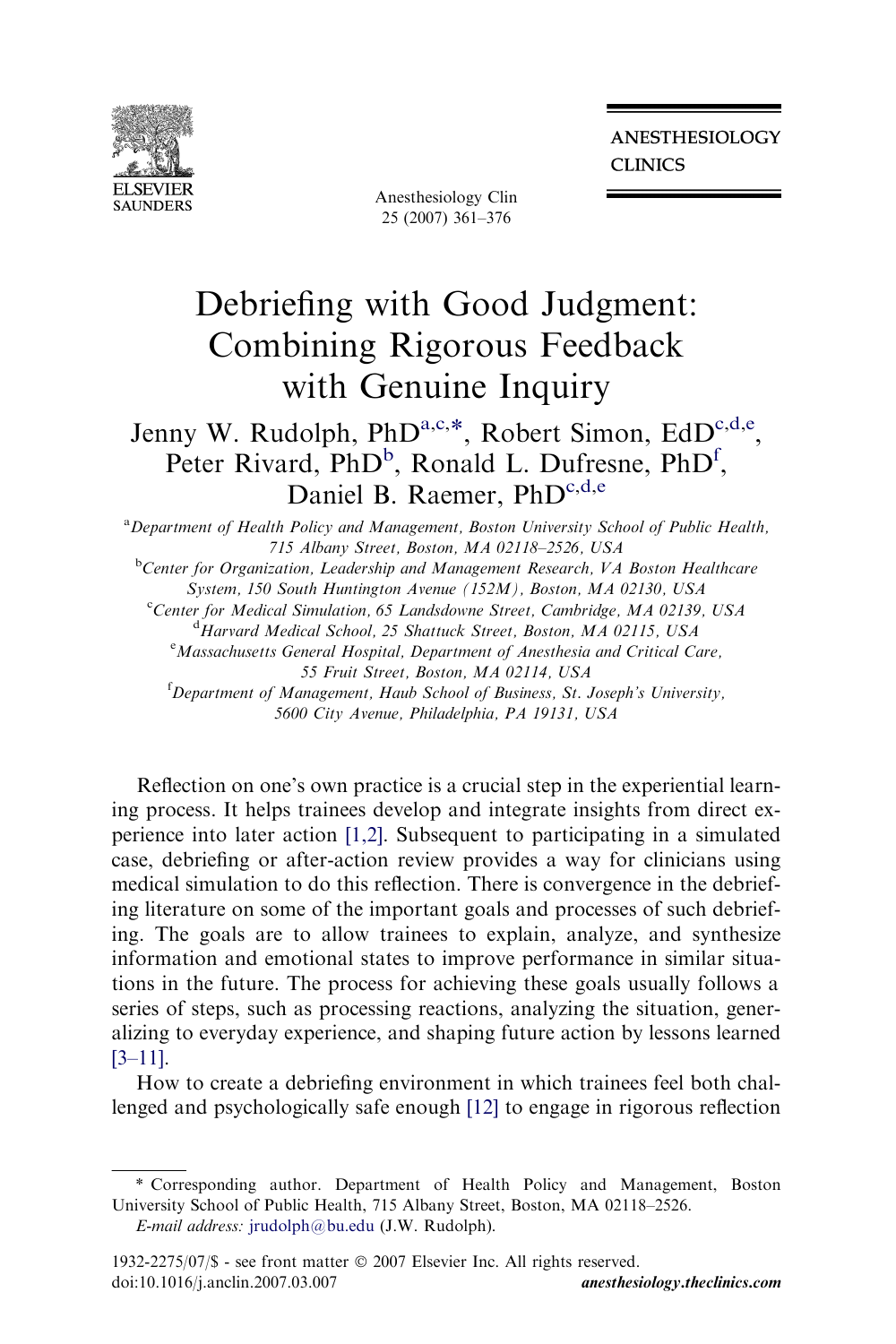# Debriefing with Good Judgment: Combining Rigorous Feedback with Genuine Inquiry

Jenny W. Rudolph, PhD[a,c,*], Robert Simon, EdD[c,d,e], Peter Rivard, PhD[b], Ronald L. Dufresne, PhD[f], Daniel B. Raemer, PhD[c,d,e]

[a]*Department of Health Policy and Management, Boston University School of Public Health, 715 Albany Street, Boston, MA 02118–2526, USA*

[b]*Center for Organization, Leadership and Management Research, VA Boston Healthcare System, 150 South Huntington Avenue (152M), Boston, MA 02130, USA*

[c]*Center for Medical Simulation, 65 Landsdowne Street, Cambridge, MA 02139, USA*

[d]*Harvard Medical School, 25 Shattuck Street, Boston, MA 02115, USA*

[e]*Massachusetts General Hospital, Department of Anesthesia and Critical Care, 55 Fruit Street, Boston, MA 02114, USA*

[f]*Department of Management, Haub School of Business, St. Joseph's University, 5600 City Avenue, Philadelphia, PA 19131, USA*

Reflection on one's own practice is a crucial step in the experiential learning process. It helps trainees develop and integrate insights from direct experience into later action [1,2]. Subsequent to participating in a simulated case, debriefing or after-action review provides a way for clinicians using medical simulation to do this reflection. There is convergence in the debriefing literature on some of the important goals and processes of such debriefing. The goals are to allow trainees to explain, analyze, and synthesize information and emotional states to improve performance in similar situations in the future. The process for achieving these goals usually follows a series of steps, such as processing reactions, analyzing the situation, generalizing to everyday experience, and shaping future action by lessons learned [3–11].

How to create a debriefing environment in which trainees feel both challenged and psychologically safe enough [12] to engage in rigorous reflection

---

\* Corresponding author. Department of Health Policy and Management, Boston University School of Public Health, 715 Albany Street, Boston, MA 02118–2526.

*E-mail address:* jrudolph@bu.edu (J.W. Rudolph).

1932-2275/07/$ - see front matter © 2007 Elsevier Inc. All rights reserved.
doi:10.1016/j.anclin.2007.03.007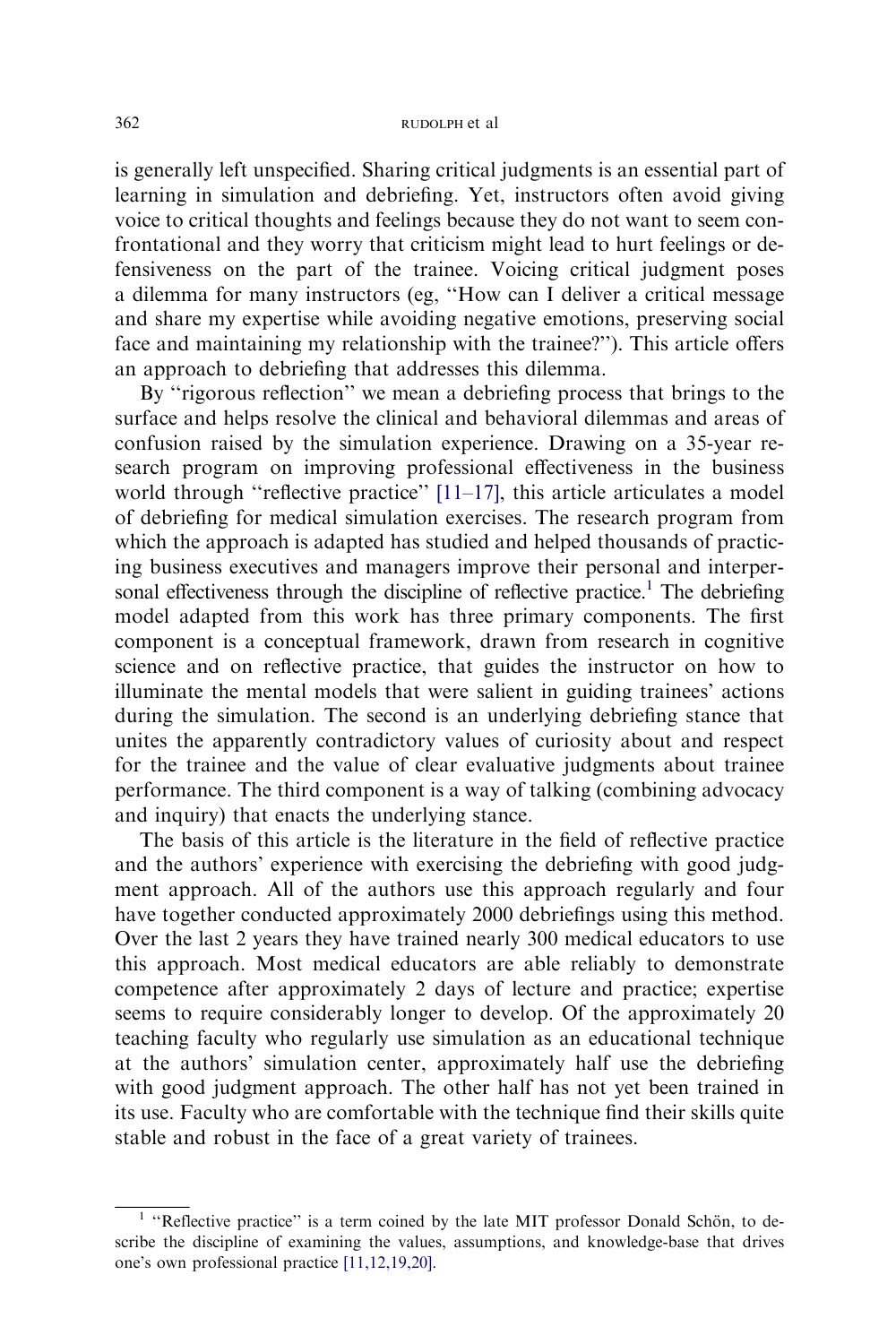is generally left unspecified. Sharing critical judgments is an essential part of learning in simulation and debriefing. Yet, instructors often avoid giving voice to critical thoughts and feelings because they do not want to seem confrontational and they worry that criticism might lead to hurt feelings or defensiveness on the part of the trainee. Voicing critical judgment poses a dilemma for many instructors (eg, ''How can I deliver a critical message and share my expertise while avoiding negative emotions, preserving social face and maintaining my relationship with the trainee?''). This article offers an approach to debriefing that addresses this dilemma.

By ''rigorous reflection'' we mean a debriefing process that brings to the surface and helps resolve the clinical and behavioral dilemmas and areas of confusion raised by the simulation experience. Drawing on a 35-year research program on improving professional effectiveness in the business world through ''reflective practice'' [11–17], this article articulates a model of debriefing for medical simulation exercises. The research program from which the approach is adapted has studied and helped thousands of practicing business executives and managers improve their personal and interpersonal effectiveness through the discipline of reflective practice.[1] The debriefing model adapted from this work has three primary components. The first component is a conceptual framework, drawn from research in cognitive science and on reflective practice, that guides the instructor on how to illuminate the mental models that were salient in guiding trainees' actions during the simulation. The second is an underlying debriefing stance that unites the apparently contradictory values of curiosity about and respect for the trainee and the value of clear evaluative judgments about trainee performance. The third component is a way of talking (combining advocacy and inquiry) that enacts the underlying stance.

The basis of this article is the literature in the field of reflective practice and the authors' experience with exercising the debriefing with good judgment approach. All of the authors use this approach regularly and four have together conducted approximately 2000 debriefings using this method. Over the last 2 years they have trained nearly 300 medical educators to use this approach. Most medical educators are able reliably to demonstrate competence after approximately 2 days of lecture and practice; expertise seems to require considerably longer to develop. Of the approximately 20 teaching faculty who regularly use simulation as an educational technique at the authors' simulation center, approximately half use the debriefing with good judgment approach. The other half has not yet been trained in its use. Faculty who are comfortable with the technique find their skills quite stable and robust in the face of a great variety of trainees.

[1] ''Reflective practice'' is a term coined by the late MIT professor Donald Schön, to describe the discipline of examining the values, assumptions, and knowledge-base that drives one's own professional practice [11,12,19,20].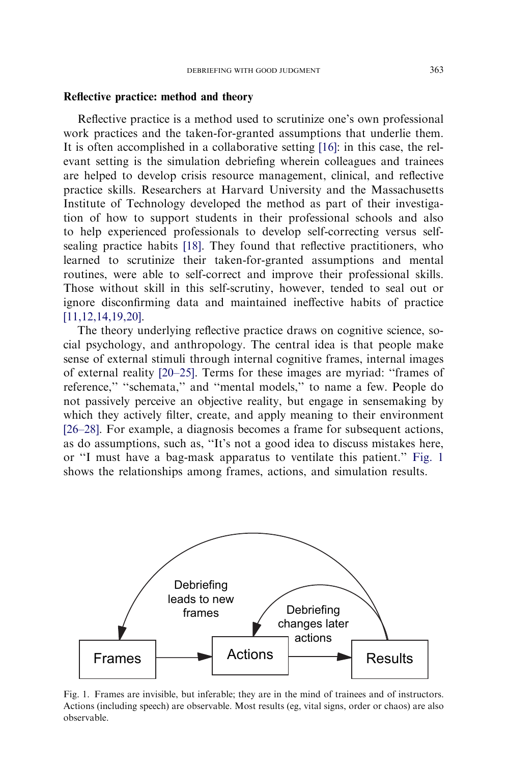## Reflective practice: method and theory

Reflective practice is a method used to scrutinize one's own professional work practices and the taken-for-granted assumptions that underlie them. It is often accomplished in a collaborative setting [16]: in this case, the relevant setting is the simulation debriefing wherein colleagues and trainees are helped to develop crisis resource management, clinical, and reflective practice skills. Researchers at Harvard University and the Massachusetts Institute of Technology developed the method as part of their investigation of how to support students in their professional schools and also to help experienced professionals to develop self-correcting versus self-sealing practice habits [18]. They found that reflective practitioners, who learned to scrutinize their taken-for-granted assumptions and mental routines, were able to self-correct and improve their professional skills. Those without skill in this self-scrutiny, however, tended to seal out or ignore disconfirming data and maintained ineffective habits of practice [11,12,14,19,20].

The theory underlying reflective practice draws on cognitive science, social psychology, and anthropology. The central idea is that people make sense of external stimuli through internal cognitive frames, internal images of external reality [20–25]. Terms for these images are myriad: "frames of reference," "schemata," and "mental models," to name a few. People do not passively perceive an objective reality, but engage in sensemaking by which they actively filter, create, and apply meaning to their environment [26–28]. For example, a diagnosis becomes a frame for subsequent actions, as do assumptions, such as, "It's not a good idea to discuss mistakes here, or "I must have a bag-mask apparatus to ventilate this patient." Fig. 1 shows the relationships among frames, actions, and simulation results.

Frames → Actions → Results

Debriefing leads to new frames (Results → Frames)

Debriefing changes later actions (Results → Actions)

Fig. 1. Frames are invisible, but inferable; they are in the mind of trainees and of instructors. Actions (including speech) are observable. Most results (eg, vital signs, order or chaos) are also observable.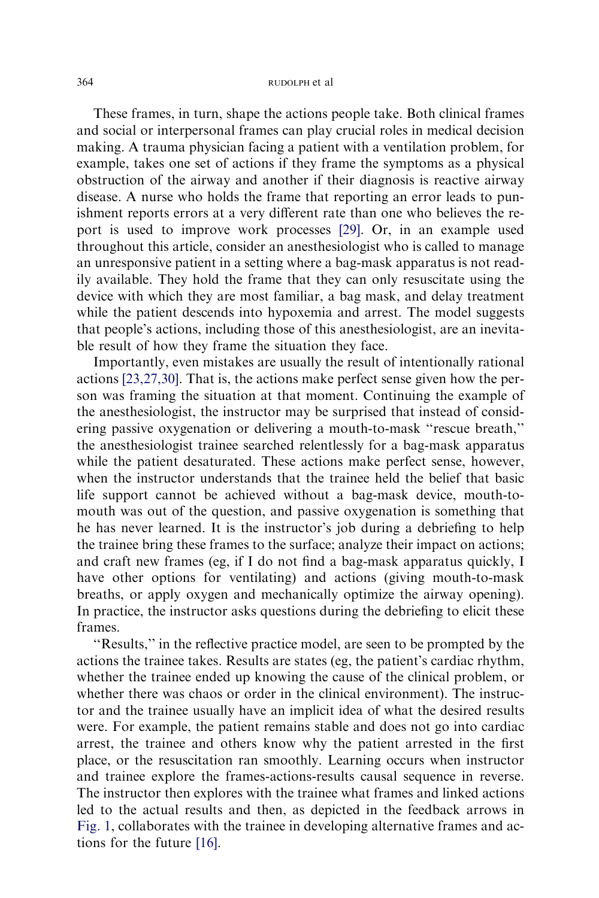These frames, in turn, shape the actions people take. Both clinical frames and social or interpersonal frames can play crucial roles in medical decision making. A trauma physician facing a patient with a ventilation problem, for example, takes one set of actions if they frame the symptoms as a physical obstruction of the airway and another if their diagnosis is reactive airway disease. A nurse who holds the frame that reporting an error leads to punishment reports errors at a very different rate than one who believes the report is used to improve work processes [29]. Or, in an example used throughout this article, consider an anesthesiologist who is called to manage an unresponsive patient in a setting where a bag-mask apparatus is not readily available. They hold the frame that they can only resuscitate using the device with which they are most familiar, a bag mask, and delay treatment while the patient descends into hypoxemia and arrest. The model suggests that people's actions, including those of this anesthesiologist, are an inevitable result of how they frame the situation they face.

Importantly, even mistakes are usually the result of intentionally rational actions [23,27,30]. That is, the actions make perfect sense given how the person was framing the situation at that moment. Continuing the example of the anesthesiologist, the instructor may be surprised that instead of considering passive oxygenation or delivering a mouth-to-mask "rescue breath," the anesthesiologist trainee searched relentlessly for a bag-mask apparatus while the patient desaturated. These actions make perfect sense, however, when the instructor understands that the trainee held the belief that basic life support cannot be achieved without a bag-mask device, mouth-to-mouth was out of the question, and passive oxygenation is something that he has never learned. It is the instructor's job during a debriefing to help the trainee bring these frames to the surface; analyze their impact on actions; and craft new frames (eg, if I do not find a bag-mask apparatus quickly, I have other options for ventilating) and actions (giving mouth-to-mask breaths, or apply oxygen and mechanically optimize the airway opening). In practice, the instructor asks questions during the debriefing to elicit these frames.

"Results," in the reflective practice model, are seen to be prompted by the actions the trainee takes. Results are states (eg, the patient's cardiac rhythm, whether the trainee ended up knowing the cause of the clinical problem, or whether there was chaos or order in the clinical environment). The instructor and the trainee usually have an implicit idea of what the desired results were. For example, the patient remains stable and does not go into cardiac arrest, the trainee and others know why the patient arrested in the first place, or the resuscitation ran smoothly. Learning occurs when instructor and trainee explore the frames-actions-results causal sequence in reverse. The instructor then explores with the trainee what frames and linked actions led to the actual results and then, as depicted in the feedback arrows in Fig. 1, collaborates with the trainee in developing alternative frames and actions for the future [16].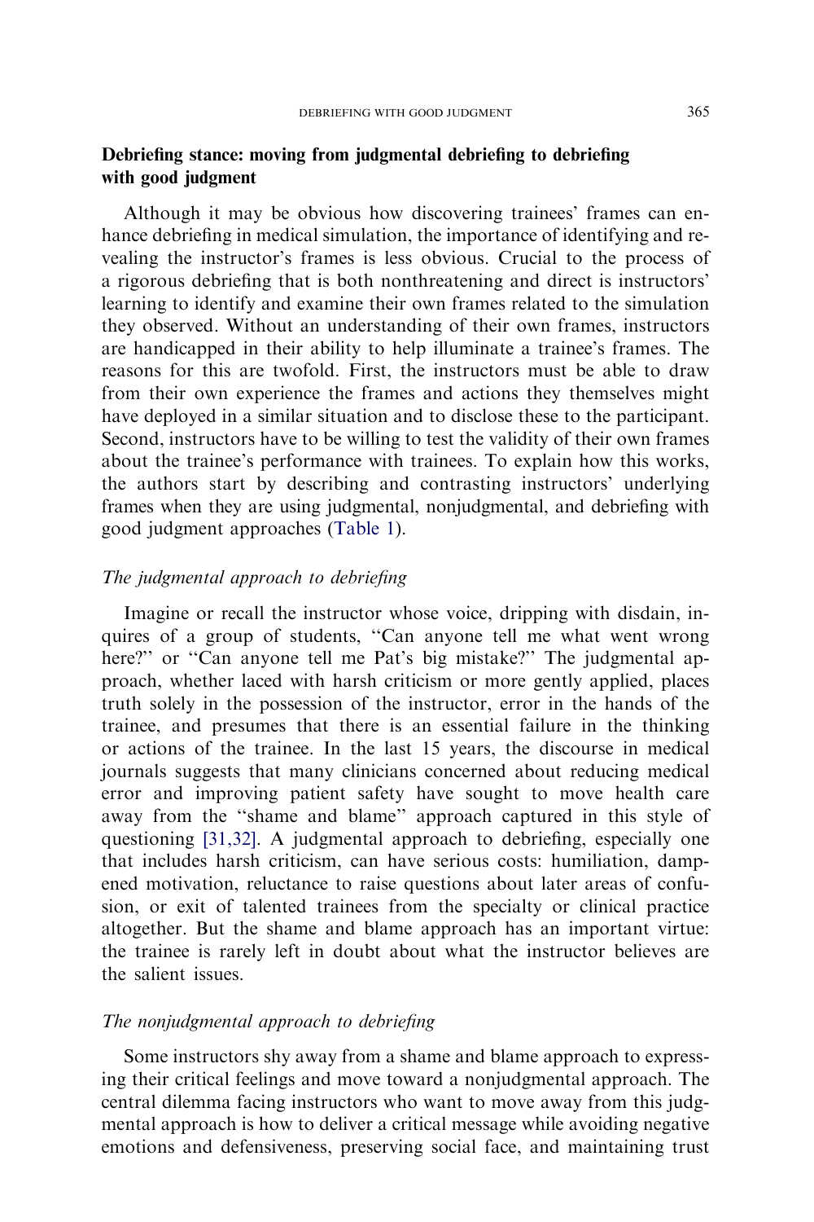## Debriefing stance: moving from judgmental debriefing to debriefing with good judgment

Although it may be obvious how discovering trainees' frames can enhance debriefing in medical simulation, the importance of identifying and revealing the instructor's frames is less obvious. Crucial to the process of a rigorous debriefing that is both nonthreatening and direct is instructors' learning to identify and examine their own frames related to the simulation they observed. Without an understanding of their own frames, instructors are handicapped in their ability to help illuminate a trainee's frames. The reasons for this are twofold. First, the instructors must be able to draw from their own experience the frames and actions they themselves might have deployed in a similar situation and to disclose these to the participant. Second, instructors have to be willing to test the validity of their own frames about the trainee's performance with trainees. To explain how this works, the authors start by describing and contrasting instructors' underlying frames when they are using judgmental, nonjudgmental, and debriefing with good judgment approaches (Table 1).

### *The judgmental approach to debriefing*

Imagine or recall the instructor whose voice, dripping with disdain, inquires of a group of students, ''Can anyone tell me what went wrong here?'' or ''Can anyone tell me Pat's big mistake?'' The judgmental approach, whether laced with harsh criticism or more gently applied, places truth solely in the possession of the instructor, error in the hands of the trainee, and presumes that there is an essential failure in the thinking or actions of the trainee. In the last 15 years, the discourse in medical journals suggests that many clinicians concerned about reducing medical error and improving patient safety have sought to move health care away from the ''shame and blame'' approach captured in this style of questioning [31,32]. A judgmental approach to debriefing, especially one that includes harsh criticism, can have serious costs: humiliation, dampened motivation, reluctance to raise questions about later areas of confusion, or exit of talented trainees from the specialty or clinical practice altogether. But the shame and blame approach has an important virtue: the trainee is rarely left in doubt about what the instructor believes are the salient issues.

### *The nonjudgmental approach to debriefing*

Some instructors shy away from a shame and blame approach to expressing their critical feelings and move toward a nonjudgmental approach. The central dilemma facing instructors who want to move away from this judgmental approach is how to deliver a critical message while avoiding negative emotions and defensiveness, preserving social face, and maintaining trust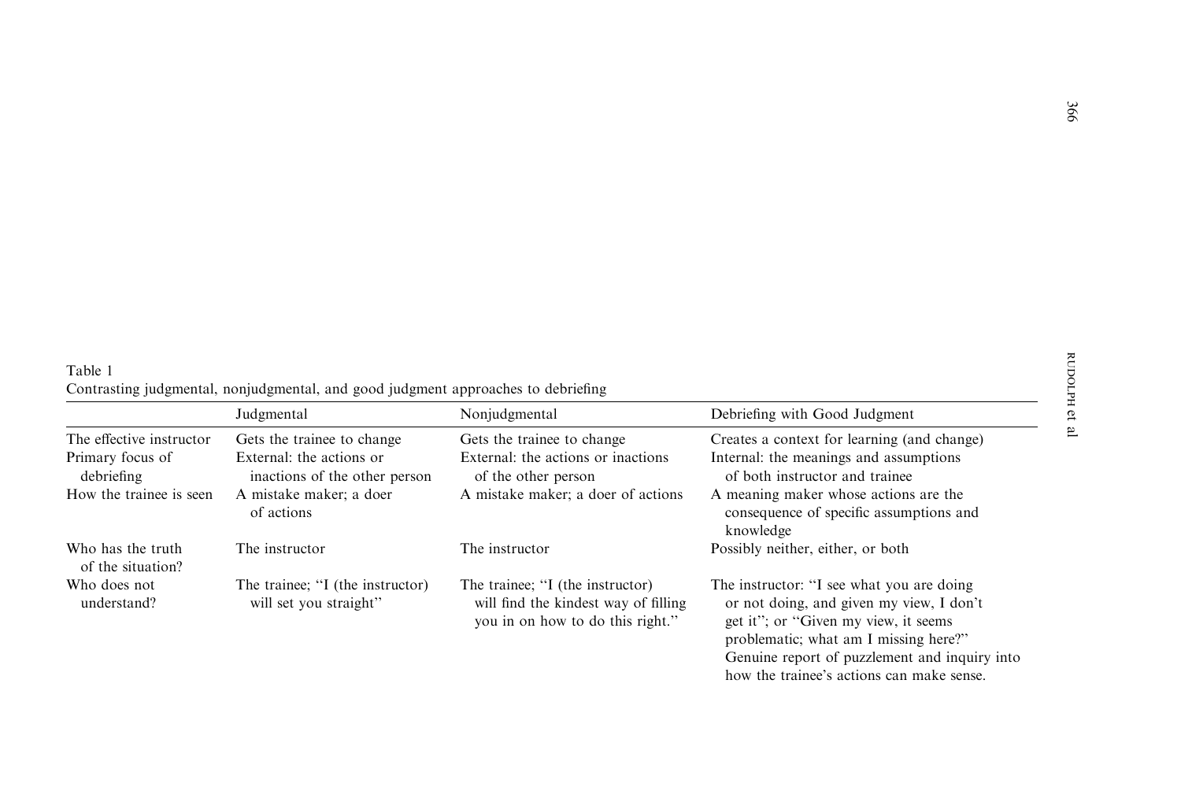Table 1
Contrasting judgmental, nonjudgmental, and good judgment approaches to debriefing

| | Judgmental | Nonjudgmental | Debriefing with Good Judgment |
|---|---|---|---|
| The effective instructor | Gets the trainee to change | Gets the trainee to change | Creates a context for learning (and change) |
| Primary focus of debriefing | External: the actions or inactions of the other person | External: the actions or inactions of the other person | Internal: the meanings and assumptions of both instructor and trainee |
| How the trainee is seen | A mistake maker; a doer of actions | A mistake maker; a doer of actions | A meaning maker whose actions are the consequence of specific assumptions and knowledge |
| Who has the truth of the situation? | The instructor | The instructor | Possibly neither, either, or both |
| Who does not understand? | The trainee; "I (the instructor) will set you straight" | The trainee; "I (the instructor) will find the kindest way of filling you in on how to do this right." | The instructor: "I see what you are doing or not doing, and given my view, I don't get it"; or "Given my view, it seems problematic; what am I missing here?" Genuine report of puzzlement and inquiry into how the trainee's actions can make sense. |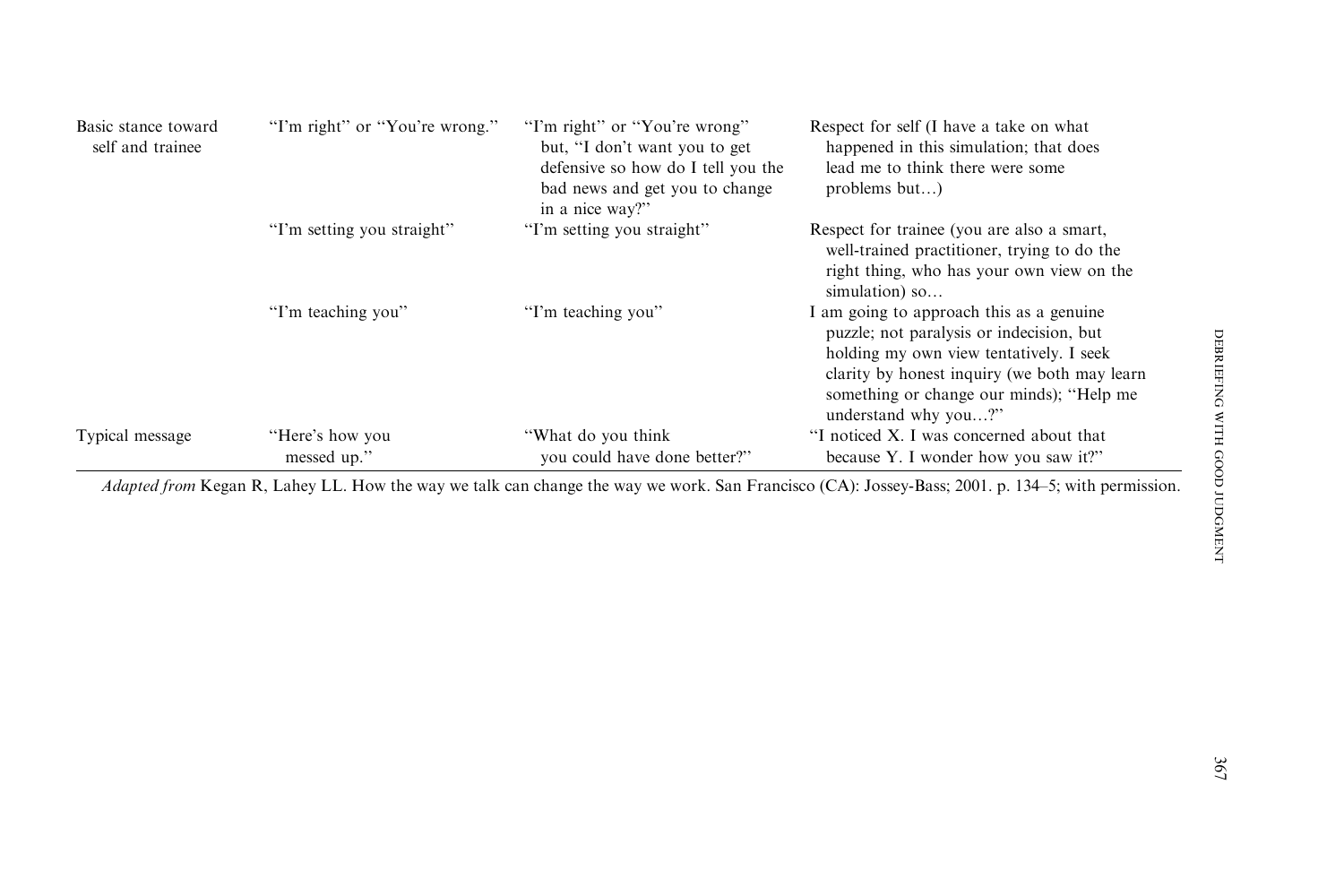| | | | |
|---|---|---|---|
| Basic stance toward self and trainee | "I'm right" or "You're wrong." | "I'm right" or "You're wrong" but, "I don't want you to get defensive so how do I tell you the bad news and get you to change in a nice way?" | Respect for self (I have a take on what happened in this simulation; that does lead me to think there were some problems but…) |
| | "I'm setting you straight" | "I'm setting you straight" | Respect for trainee (you are also a smart, well-trained practitioner, trying to do the right thing, who has your own view on the simulation) so… |
| | "I'm teaching you" | "I'm teaching you" | I am going to approach this as a genuine puzzle; not paralysis or indecision, but holding my own view tentatively. I seek clarity by honest inquiry (we both may learn something or change our minds); "Help me understand why you…?" |
| Typical message | "Here's how you messed up." | "What do you think you could have done better?" | "I noticed X. I was concerned about that because Y. I wonder how you saw it?" |

*Adapted from* Kegan R, Lahey LL. How the way we talk can change the way we work. San Francisco (CA): Jossey-Bass; 2001. p. 134–5; with permission.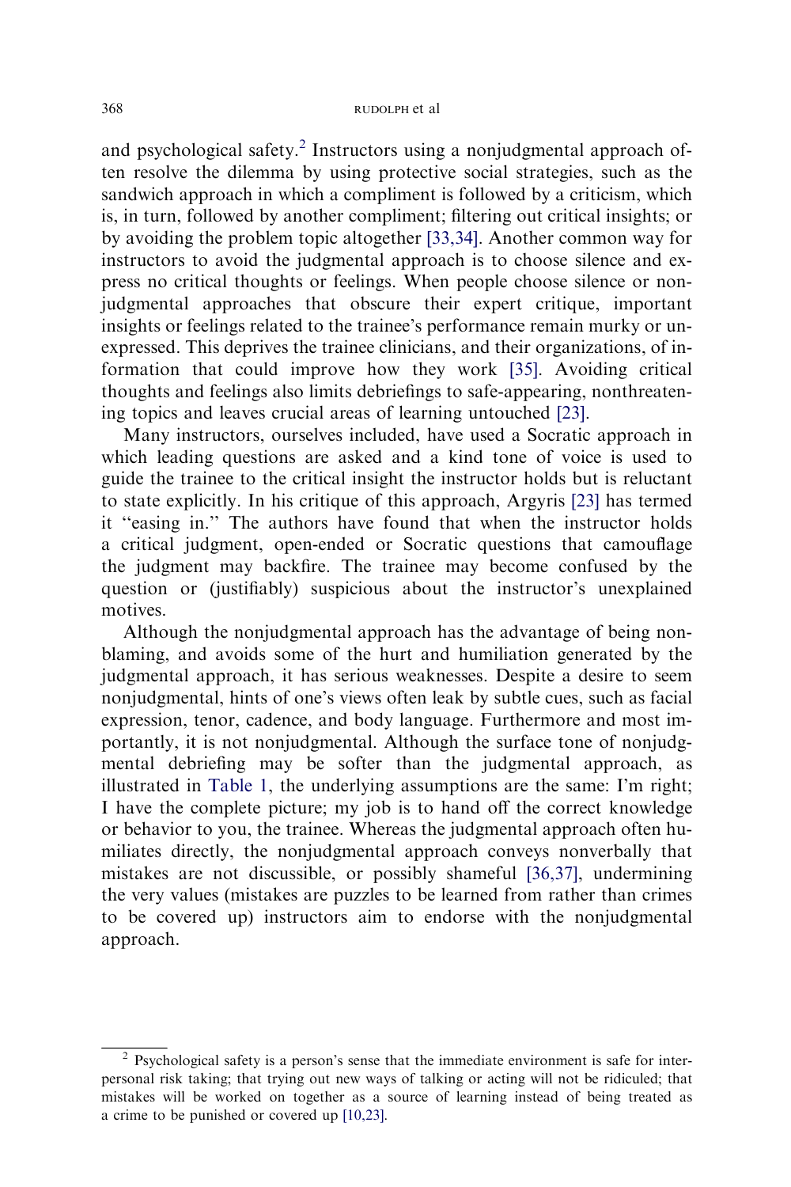and psychological safety.[2] Instructors using a nonjudgmental approach often resolve the dilemma by using protective social strategies, such as the sandwich approach in which a compliment is followed by a criticism, which is, in turn, followed by another compliment; filtering out critical insights; or by avoiding the problem topic altogether [33,34]. Another common way for instructors to avoid the judgmental approach is to choose silence and express no critical thoughts or feelings. When people choose silence or nonjudgmental approaches that obscure their expert critique, important insights or feelings related to the trainee's performance remain murky or unexpressed. This deprives the trainee clinicians, and their organizations, of information that could improve how they work [35]. Avoiding critical thoughts and feelings also limits debriefings to safe-appearing, nonthreatening topics and leaves crucial areas of learning untouched [23].

Many instructors, ourselves included, have used a Socratic approach in which leading questions are asked and a kind tone of voice is used to guide the trainee to the critical insight the instructor holds but is reluctant to state explicitly. In his critique of this approach, Argyris [23] has termed it "easing in." The authors have found that when the instructor holds a critical judgment, open-ended or Socratic questions that camouflage the judgment may backfire. The trainee may become confused by the question or (justifiably) suspicious about the instructor's unexplained motives.

Although the nonjudgmental approach has the advantage of being nonblaming, and avoids some of the hurt and humiliation generated by the judgmental approach, it has serious weaknesses. Despite a desire to seem nonjudgmental, hints of one's views often leak by subtle cues, such as facial expression, tenor, cadence, and body language. Furthermore and most importantly, it is not nonjudgmental. Although the surface tone of nonjudgmental debriefing may be softer than the judgmental approach, as illustrated in Table 1, the underlying assumptions are the same: I'm right; I have the complete picture; my job is to hand off the correct knowledge or behavior to you, the trainee. Whereas the judgmental approach often humiliates directly, the nonjudgmental approach conveys nonverbally that mistakes are not discussible, or possibly shameful [36,37], undermining the very values (mistakes are puzzles to be learned from rather than crimes to be covered up) instructors aim to endorse with the nonjudgmental approach.

[2] Psychological safety is a person's sense that the immediate environment is safe for interpersonal risk taking; that trying out new ways of talking or acting will not be ridiculed; that mistakes will be worked on together as a source of learning instead of being treated as a crime to be punished or covered up [10,23].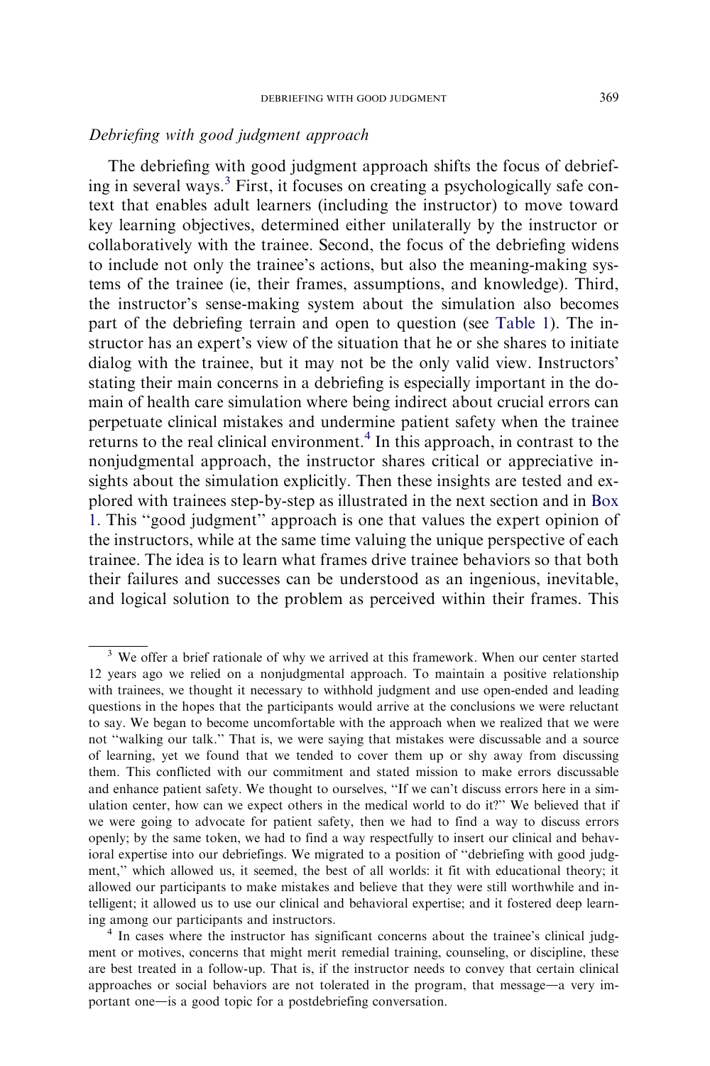*Debriefing with good judgment approach*

The debriefing with good judgment approach shifts the focus of debriefing in several ways.[3] First, it focuses on creating a psychologically safe context that enables adult learners (including the instructor) to move toward key learning objectives, determined either unilaterally by the instructor or collaboratively with the trainee. Second, the focus of the debriefing widens to include not only the trainee's actions, but also the meaning-making systems of the trainee (ie, their frames, assumptions, and knowledge). Third, the instructor's sense-making system about the simulation also becomes part of the debriefing terrain and open to question (see Table 1). The instructor has an expert's view of the situation that he or she shares to initiate dialog with the trainee, but it may not be the only valid view. Instructors' stating their main concerns in a debriefing is especially important in the domain of health care simulation where being indirect about crucial errors can perpetuate clinical mistakes and undermine patient safety when the trainee returns to the real clinical environment.[4] In this approach, in contrast to the nonjudgmental approach, the instructor shares critical or appreciative insights about the simulation explicitly. Then these insights are tested and explored with trainees step-by-step as illustrated in the next section and in Box 1. This ''good judgment'' approach is one that values the expert opinion of the instructors, while at the same time valuing the unique perspective of each trainee. The idea is to learn what frames drive trainee behaviors so that both their failures and successes can be understood as an ingenious, inevitable, and logical solution to the problem as perceived within their frames. This

---

[3] We offer a brief rationale of why we arrived at this framework. When our center started 12 years ago we relied on a nonjudgmental approach. To maintain a positive relationship with trainees, we thought it necessary to withhold judgment and use open-ended and leading questions in the hopes that the participants would arrive at the conclusions we were reluctant to say. We began to become uncomfortable with the approach when we realized that we were not ''walking our talk.'' That is, we were saying that mistakes were discussable and a source of learning, yet we found that we tended to cover them up or shy away from discussing them. This conflicted with our commitment and stated mission to make errors discussable and enhance patient safety. We thought to ourselves, ''If we can't discuss errors here in a simulation center, how can we expect others in the medical world to do it?'' We believed that if we were going to advocate for patient safety, then we had to find a way to discuss errors openly; by the same token, we had to find a way respectfully to insert our clinical and behavioral expertise into our debriefings. We migrated to a position of ''debriefing with good judgment,'' which allowed us, it seemed, the best of all worlds: it fit with educational theory; it allowed our participants to make mistakes and believe that they were still worthwhile and intelligent; it allowed us to use our clinical and behavioral expertise; and it fostered deep learning among our participants and instructors.

[4] In cases where the instructor has significant concerns about the trainee's clinical judgment or motives, concerns that might merit remedial training, counseling, or discipline, these are best treated in a follow-up. That is, if the instructor needs to convey that certain clinical approaches or social behaviors are not tolerated in the program, that message—a very important one—is a good topic for a postdebriefing conversation.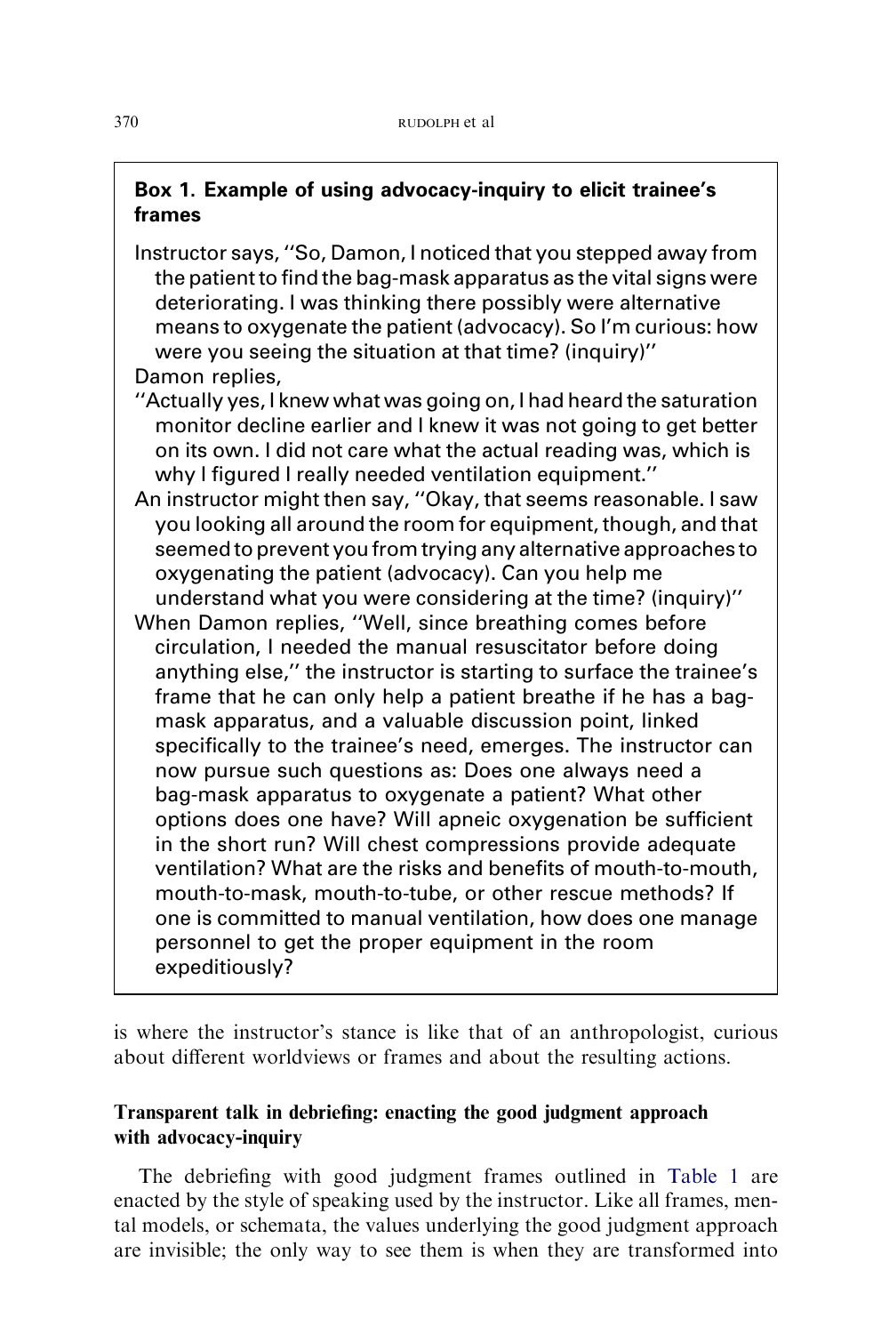**Box 1. Example of using advocacy-inquiry to elicit trainee's frames**

Instructor says, ''So, Damon, I noticed that you stepped away from the patient to find the bag-mask apparatus as the vital signs were deteriorating. I was thinking there possibly were alternative means to oxygenate the patient (advocacy). So I'm curious: how were you seeing the situation at that time? (inquiry)''

Damon replies,

''Actually yes, I knew what was going on, I had heard the saturation monitor decline earlier and I knew it was not going to get better on its own. I did not care what the actual reading was, which is why I figured I really needed ventilation equipment.''

An instructor might then say, ''Okay, that seems reasonable. I saw you looking all around the room for equipment, though, and that seemed to prevent you from trying any alternative approaches to oxygenating the patient (advocacy). Can you help me understand what you were considering at the time? (inquiry)''

When Damon replies, ''Well, since breathing comes before circulation, I needed the manual resuscitator before doing anything else,'' the instructor is starting to surface the trainee's frame that he can only help a patient breathe if he has a bag-mask apparatus, and a valuable discussion point, linked specifically to the trainee's need, emerges. The instructor can now pursue such questions as: Does one always need a bag-mask apparatus to oxygenate a patient? What other options does one have? Will apneic oxygenation be sufficient in the short run? Will chest compressions provide adequate ventilation? What are the risks and benefits of mouth-to-mouth, mouth-to-mask, mouth-to-tube, or other rescue methods? If one is committed to manual ventilation, how does one manage personnel to get the proper equipment in the room expeditiously?

is where the instructor's stance is like that of an anthropologist, curious about different worldviews or frames and about the resulting actions.

### Transparent talk in debriefing: enacting the good judgment approach with advocacy-inquiry

The debriefing with good judgment frames outlined in Table 1 are enacted by the style of speaking used by the instructor. Like all frames, mental models, or schemata, the values underlying the good judgment approach are invisible; the only way to see them is when they are transformed into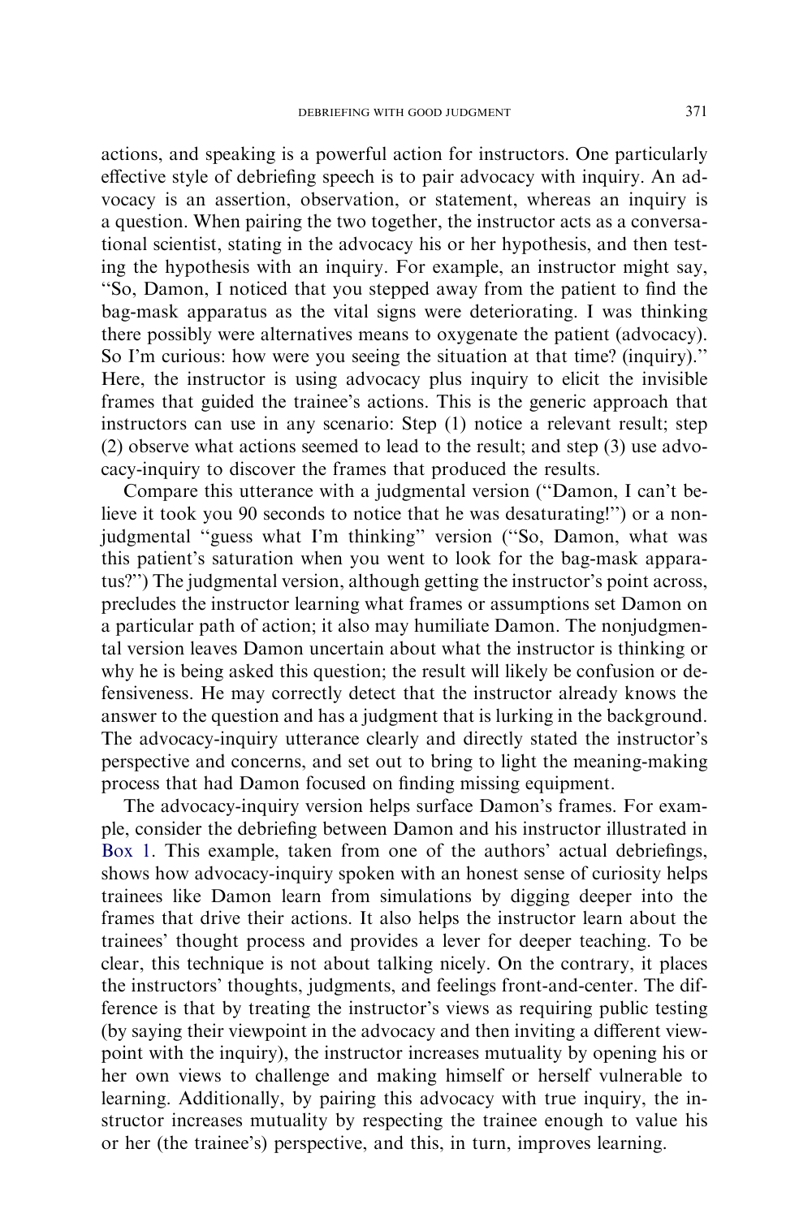actions, and speaking is a powerful action for instructors. One particularly effective style of debriefing speech is to pair advocacy with inquiry. An advocacy is an assertion, observation, or statement, whereas an inquiry is a question. When pairing the two together, the instructor acts as a conversational scientist, stating in the advocacy his or her hypothesis, and then testing the hypothesis with an inquiry. For example, an instructor might say, "So, Damon, I noticed that you stepped away from the patient to find the bag-mask apparatus as the vital signs were deteriorating. I was thinking there possibly were alternatives means to oxygenate the patient (advocacy). So I'm curious: how were you seeing the situation at that time? (inquiry)." Here, the instructor is using advocacy plus inquiry to elicit the invisible frames that guided the trainee's actions. This is the generic approach that instructors can use in any scenario: Step (1) notice a relevant result; step (2) observe what actions seemed to lead to the result; and step (3) use advocacy-inquiry to discover the frames that produced the results.

Compare this utterance with a judgmental version ("Damon, I can't believe it took you 90 seconds to notice that he was desaturating!") or a nonjudgmental "guess what I'm thinking" version ("So, Damon, what was this patient's saturation when you went to look for the bag-mask apparatus?") The judgmental version, although getting the instructor's point across, precludes the instructor learning what frames or assumptions set Damon on a particular path of action; it also may humiliate Damon. The nonjudgmental version leaves Damon uncertain about what the instructor is thinking or why he is being asked this question; the result will likely be confusion or defensiveness. He may correctly detect that the instructor already knows the answer to the question and has a judgment that is lurking in the background. The advocacy-inquiry utterance clearly and directly stated the instructor's perspective and concerns, and set out to bring to light the meaning-making process that had Damon focused on finding missing equipment.

The advocacy-inquiry version helps surface Damon's frames. For example, consider the debriefing between Damon and his instructor illustrated in Box 1. This example, taken from one of the authors' actual debriefings, shows how advocacy-inquiry spoken with an honest sense of curiosity helps trainees like Damon learn from simulations by digging deeper into the frames that drive their actions. It also helps the instructor learn about the trainees' thought process and provides a lever for deeper teaching. To be clear, this technique is not about talking nicely. On the contrary, it places the instructors' thoughts, judgments, and feelings front-and-center. The difference is that by treating the instructor's views as requiring public testing (by saying their viewpoint in the advocacy and then inviting a different viewpoint with the inquiry), the instructor increases mutuality by opening his or her own views to challenge and making himself or herself vulnerable to learning. Additionally, by pairing this advocacy with true inquiry, the instructor increases mutuality by respecting the trainee enough to value his or her (the trainee's) perspective, and this, in turn, improves learning.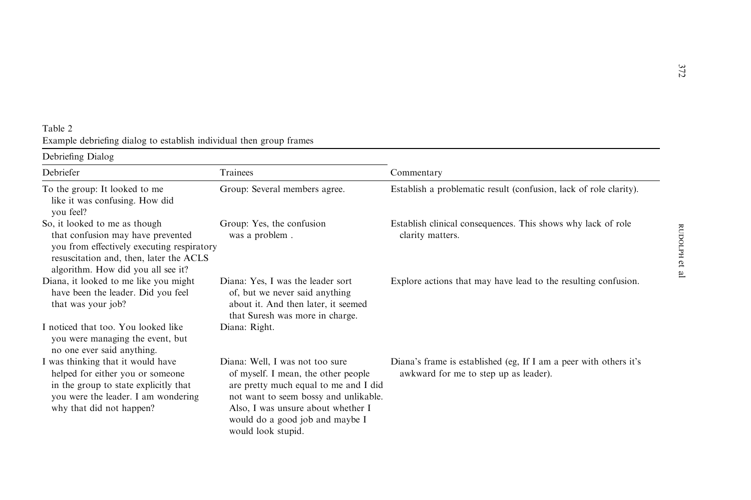Table 2
Example debriefing dialog to establish individual then group frames

| Debriefing Dialog | | |
|---|---|---|
| Debriefer | Trainees | Commentary |
| To the group: It looked to me like it was confusing. How did you feel? | Group: Several members agree. | Establish a problematic result (confusion, lack of role clarity). |
| So, it looked to me as though that confusion may have prevented you from effectively executing respiratory resuscitation and, then, later the ACLS algorithm. How did you all see it? | Group: Yes, the confusion was a problem . | Establish clinical consequences. This shows why lack of role clarity matters. |
| Diana, it looked to me like you might have been the leader. Did you feel that was your job? | Diana: Yes, I was the leader sort of, but we never said anything about it. And then later, it seemed that Suresh was more in charge. | Explore actions that may have lead to the resulting confusion. |
| I noticed that too. You looked like you were managing the event, but no one ever said anything. | Diana: Right. | |
| I was thinking that it would have helped for either you or someone in the group to state explicitly that you were the leader. I am wondering why that did not happen? | Diana: Well, I was not too sure of myself. I mean, the other people are pretty much equal to me and I did not want to seem bossy and unlikable. Also, I was unsure about whether I would do a good job and maybe I would look stupid. | Diana's frame is established (eg, If I am a peer with others it's awkward for me to step up as leader). |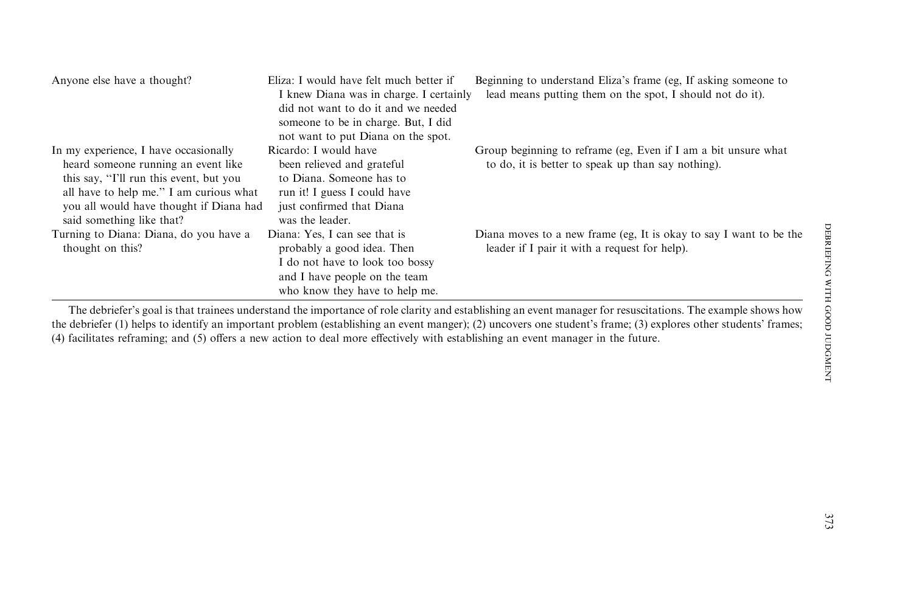| | | |
|---|---|---|
| Anyone else have a thought? | Eliza: I would have felt much better if I knew Diana was in charge. I certainly did not want to do it and we needed someone to be in charge. But, I did not want to put Diana on the spot. | Beginning to understand Eliza's frame (eg, If asking someone to lead means putting them on the spot, I should not do it). |
| In my experience, I have occasionally heard someone running an event like this say, "I'll run this event, but you all have to help me." I am curious what you all would have thought if Diana had said something like that? | Ricardo: I would have been relieved and grateful to Diana. Someone has to run it! I guess I could have just confirmed that Diana was the leader. | Group beginning to reframe (eg, Even if I am a bit unsure what to do, it is better to speak up than say nothing). |
| Turning to Diana: Diana, do you have a thought on this? | Diana: Yes, I can see that is probably a good idea. Then I do not have to look too bossy and I have people on the team who know they have to help me. | Diana moves to a new frame (eg, It is okay to say I want to be the leader if I pair it with a request for help). |

The debriefer's goal is that trainees understand the importance of role clarity and establishing an event manager for resuscitations. The example shows how the debriefer (1) helps to identify an important problem (establishing an event manger); (2) uncovers one student's frame; (3) explores other students' frames; (4) facilitates reframing; and (5) offers a new action to deal more effectively with establishing an event manager in the future.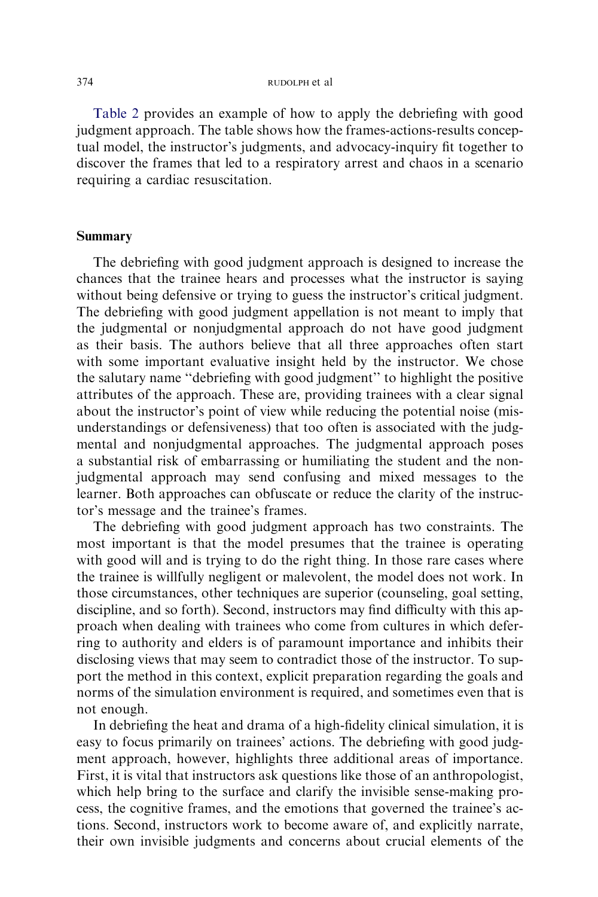Table 2 provides an example of how to apply the debriefing with good judgment approach. The table shows how the frames-actions-results conceptual model, the instructor's judgments, and advocacy-inquiry fit together to discover the frames that led to a respiratory arrest and chaos in a scenario requiring a cardiac resuscitation.

## Summary

The debriefing with good judgment approach is designed to increase the chances that the trainee hears and processes what the instructor is saying without being defensive or trying to guess the instructor's critical judgment. The debriefing with good judgment appellation is not meant to imply that the judgmental or nonjudgmental approach do not have good judgment as their basis. The authors believe that all three approaches often start with some important evaluative insight held by the instructor. We chose the salutary name "debriefing with good judgment" to highlight the positive attributes of the approach. These are, providing trainees with a clear signal about the instructor's point of view while reducing the potential noise (misunderstandings or defensiveness) that too often is associated with the judgmental and nonjudgmental approaches. The judgmental approach poses a substantial risk of embarrassing or humiliating the student and the nonjudgmental approach may send confusing and mixed messages to the learner. Both approaches can obfuscate or reduce the clarity of the instructor's message and the trainee's frames.

The debriefing with good judgment approach has two constraints. The most important is that the model presumes that the trainee is operating with good will and is trying to do the right thing. In those rare cases where the trainee is willfully negligent or malevolent, the model does not work. In those circumstances, other techniques are superior (counseling, goal setting, discipline, and so forth). Second, instructors may find difficulty with this approach when dealing with trainees who come from cultures in which deferring to authority and elders is of paramount importance and inhibits their disclosing views that may seem to contradict those of the instructor. To support the method in this context, explicit preparation regarding the goals and norms of the simulation environment is required, and sometimes even that is not enough.

In debriefing the heat and drama of a high-fidelity clinical simulation, it is easy to focus primarily on trainees' actions. The debriefing with good judgment approach, however, highlights three additional areas of importance. First, it is vital that instructors ask questions like those of an anthropologist, which help bring to the surface and clarify the invisible sense-making process, the cognitive frames, and the emotions that governed the trainee's actions. Second, instructors work to become aware of, and explicitly narrate, their own invisible judgments and concerns about crucial elements of the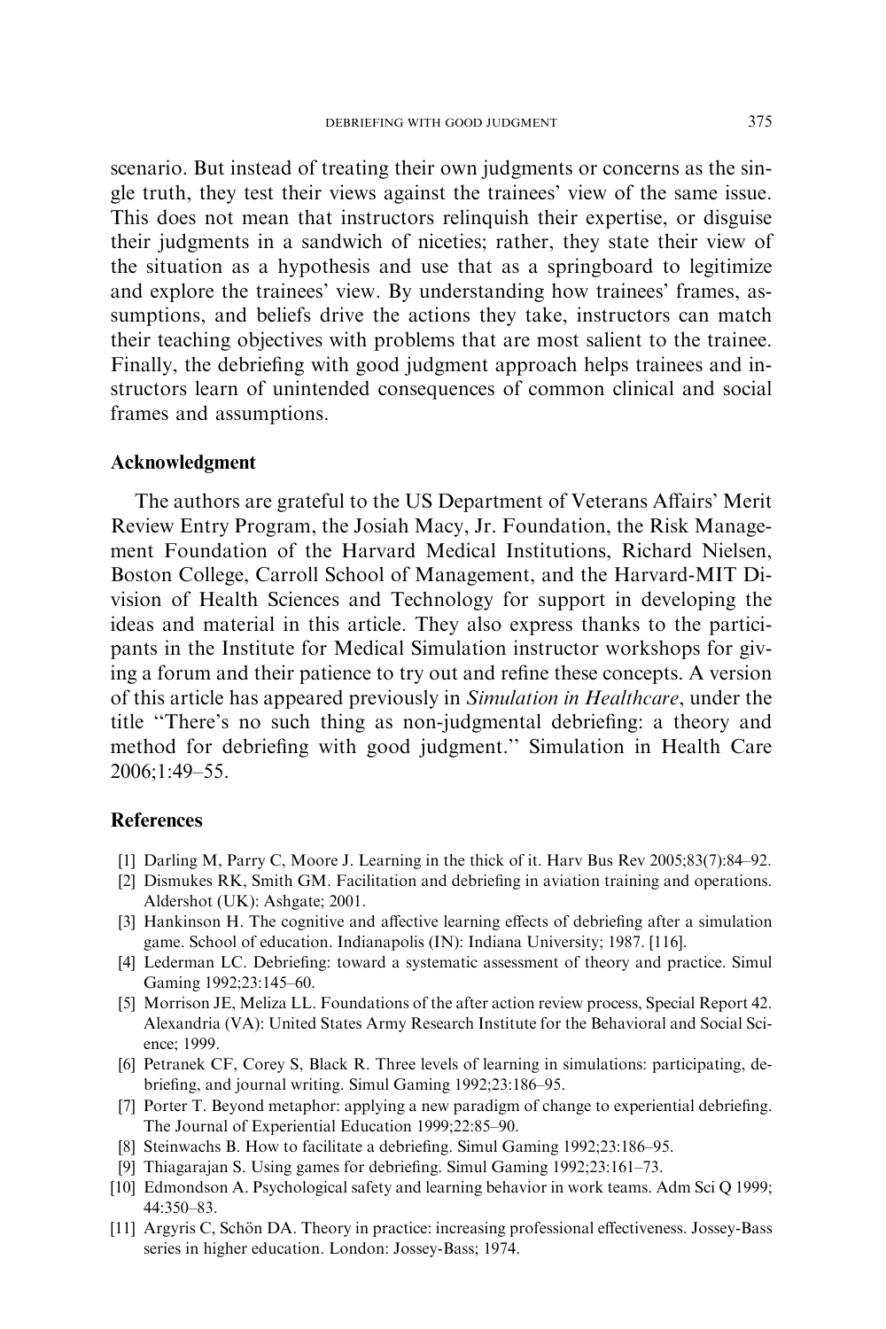scenario. But instead of treating their own judgments or concerns as the single truth, they test their views against the trainees' view of the same issue. This does not mean that instructors relinquish their expertise, or disguise their judgments in a sandwich of niceties; rather, they state their view of the situation as a hypothesis and use that as a springboard to legitimize and explore the trainees' view. By understanding how trainees' frames, assumptions, and beliefs drive the actions they take, instructors can match their teaching objectives with problems that are most salient to the trainee. Finally, the debriefing with good judgment approach helps trainees and instructors learn of unintended consequences of common clinical and social frames and assumptions.

## Acknowledgment

The authors are grateful to the US Department of Veterans Affairs' Merit Review Entry Program, the Josiah Macy, Jr. Foundation, the Risk Management Foundation of the Harvard Medical Institutions, Richard Nielsen, Boston College, Carroll School of Management, and the Harvard-MIT Division of Health Sciences and Technology for support in developing the ideas and material in this article. They also express thanks to the participants in the Institute for Medical Simulation instructor workshops for giving a forum and their patience to try out and refine these concepts. A version of this article has appeared previously in *Simulation in Healthcare*, under the title "There's no such thing as non-judgmental debriefing: a theory and method for debriefing with good judgment." Simulation in Health Care 2006;1:49–55.

## References

[1] Darling M, Parry C, Moore J. Learning in the thick of it. Harv Bus Rev 2005;83(7):84–92.

[2] Dismukes RK, Smith GM. Facilitation and debriefing in aviation training and operations. Aldershot (UK): Ashgate; 2001.

[3] Hankinson H. The cognitive and affective learning effects of debriefing after a simulation game. School of education. Indianapolis (IN): Indiana University; 1987. [116].

[4] Lederman LC. Debriefing: toward a systematic assessment of theory and practice. Simul Gaming 1992;23:145–60.

[5] Morrison JE, Meliza LL. Foundations of the after action review process, Special Report 42. Alexandria (VA): United States Army Research Institute for the Behavioral and Social Science; 1999.

[6] Petranek CF, Corey S, Black R. Three levels of learning in simulations: participating, debriefing, and journal writing. Simul Gaming 1992;23:186–95.

[7] Porter T. Beyond metaphor: applying a new paradigm of change to experiential debriefing. The Journal of Experiential Education 1999;22:85–90.

[8] Steinwachs B. How to facilitate a debriefing. Simul Gaming 1992;23:186–95.

[9] Thiagarajan S. Using games for debriefing. Simul Gaming 1992;23:161–73.

[10] Edmondson A. Psychological safety and learning behavior in work teams. Adm Sci Q 1999; 44:350–83.

[11] Argyris C, Schön DA. Theory in practice: increasing professional effectiveness. Jossey-Bass series in higher education. London: Jossey-Bass; 1974.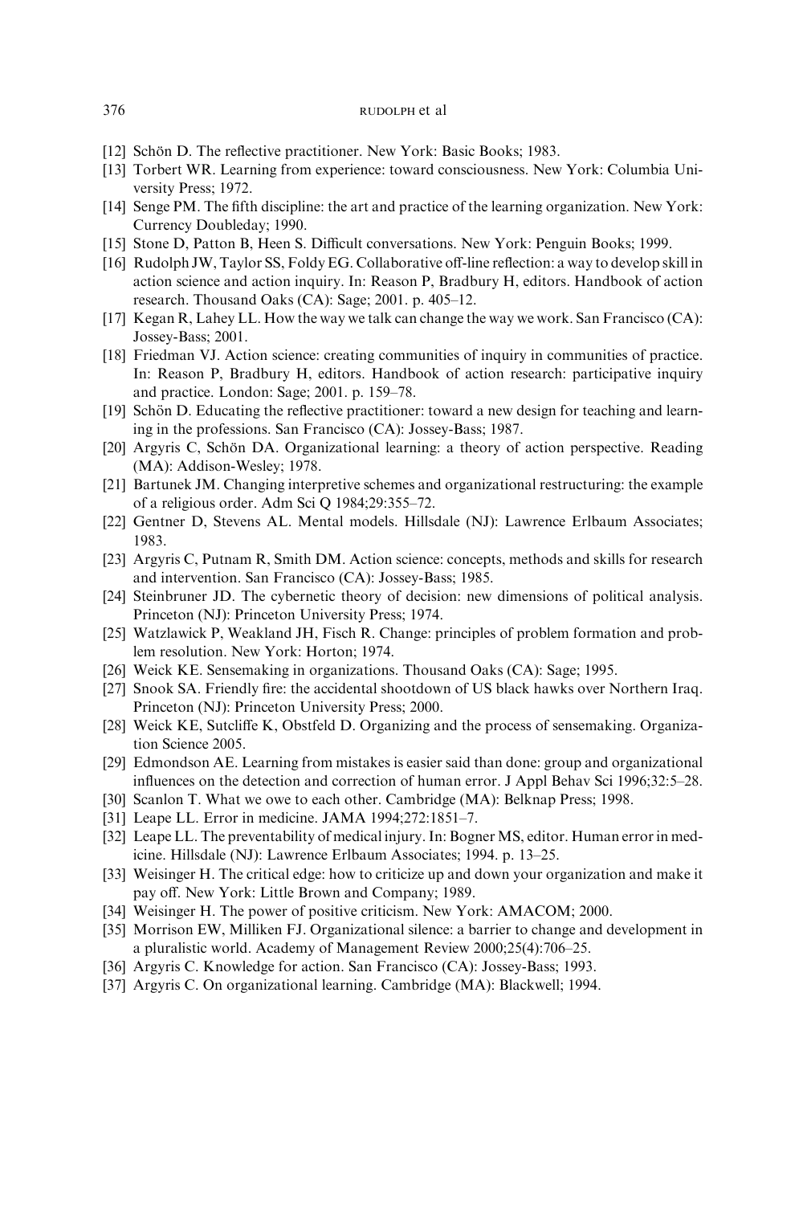[12] Schön D. The reflective practitioner. New York: Basic Books; 1983.

[13] Torbert WR. Learning from experience: toward consciousness. New York: Columbia University Press; 1972.

[14] Senge PM. The fifth discipline: the art and practice of the learning organization. New York: Currency Doubleday; 1990.

[15] Stone D, Patton B, Heen S. Difficult conversations. New York: Penguin Books; 1999.

[16] Rudolph JW, Taylor SS, Foldy EG. Collaborative off-line reflection: a way to develop skill in action science and action inquiry. In: Reason P, Bradbury H, editors. Handbook of action research. Thousand Oaks (CA): Sage; 2001. p. 405–12.

[17] Kegan R, Lahey LL. How the way we talk can change the way we work. San Francisco (CA): Jossey-Bass; 2001.

[18] Friedman VJ. Action science: creating communities of inquiry in communities of practice. In: Reason P, Bradbury H, editors. Handbook of action research: participative inquiry and practice. London: Sage; 2001. p. 159–78.

[19] Schön D. Educating the reflective practitioner: toward a new design for teaching and learning in the professions. San Francisco (CA): Jossey-Bass; 1987.

[20] Argyris C, Schön DA. Organizational learning: a theory of action perspective. Reading (MA): Addison-Wesley; 1978.

[21] Bartunek JM. Changing interpretive schemes and organizational restructuring: the example of a religious order. Adm Sci Q 1984;29:355–72.

[22] Gentner D, Stevens AL. Mental models. Hillsdale (NJ): Lawrence Erlbaum Associates; 1983.

[23] Argyris C, Putnam R, Smith DM. Action science: concepts, methods and skills for research and intervention. San Francisco (CA): Jossey-Bass; 1985.

[24] Steinbruner JD. The cybernetic theory of decision: new dimensions of political analysis. Princeton (NJ): Princeton University Press; 1974.

[25] Watzlawick P, Weakland JH, Fisch R. Change: principles of problem formation and problem resolution. New York: Horton; 1974.

[26] Weick KE. Sensemaking in organizations. Thousand Oaks (CA): Sage; 1995.

[27] Snook SA. Friendly fire: the accidental shootdown of US black hawks over Northern Iraq. Princeton (NJ): Princeton University Press; 2000.

[28] Weick KE, Sutcliffe K, Obstfeld D. Organizing and the process of sensemaking. Organization Science 2005.

[29] Edmondson AE. Learning from mistakes is easier said than done: group and organizational influences on the detection and correction of human error. J Appl Behav Sci 1996;32:5–28.

[30] Scanlon T. What we owe to each other. Cambridge (MA): Belknap Press; 1998.

[31] Leape LL. Error in medicine. JAMA 1994;272:1851–7.

[32] Leape LL. The preventability of medical injury. In: Bogner MS, editor. Human error in medicine. Hillsdale (NJ): Lawrence Erlbaum Associates; 1994. p. 13–25.

[33] Weisinger H. The critical edge: how to criticize up and down your organization and make it pay off. New York: Little Brown and Company; 1989.

[34] Weisinger H. The power of positive criticism. New York: AMACOM; 2000.

[35] Morrison EW, Milliken FJ. Organizational silence: a barrier to change and development in a pluralistic world. Academy of Management Review 2000;25(4):706–25.

[36] Argyris C. Knowledge for action. San Francisco (CA): Jossey-Bass; 1993.

[37] Argyris C. On organizational learning. Cambridge (MA): Blackwell; 1994.